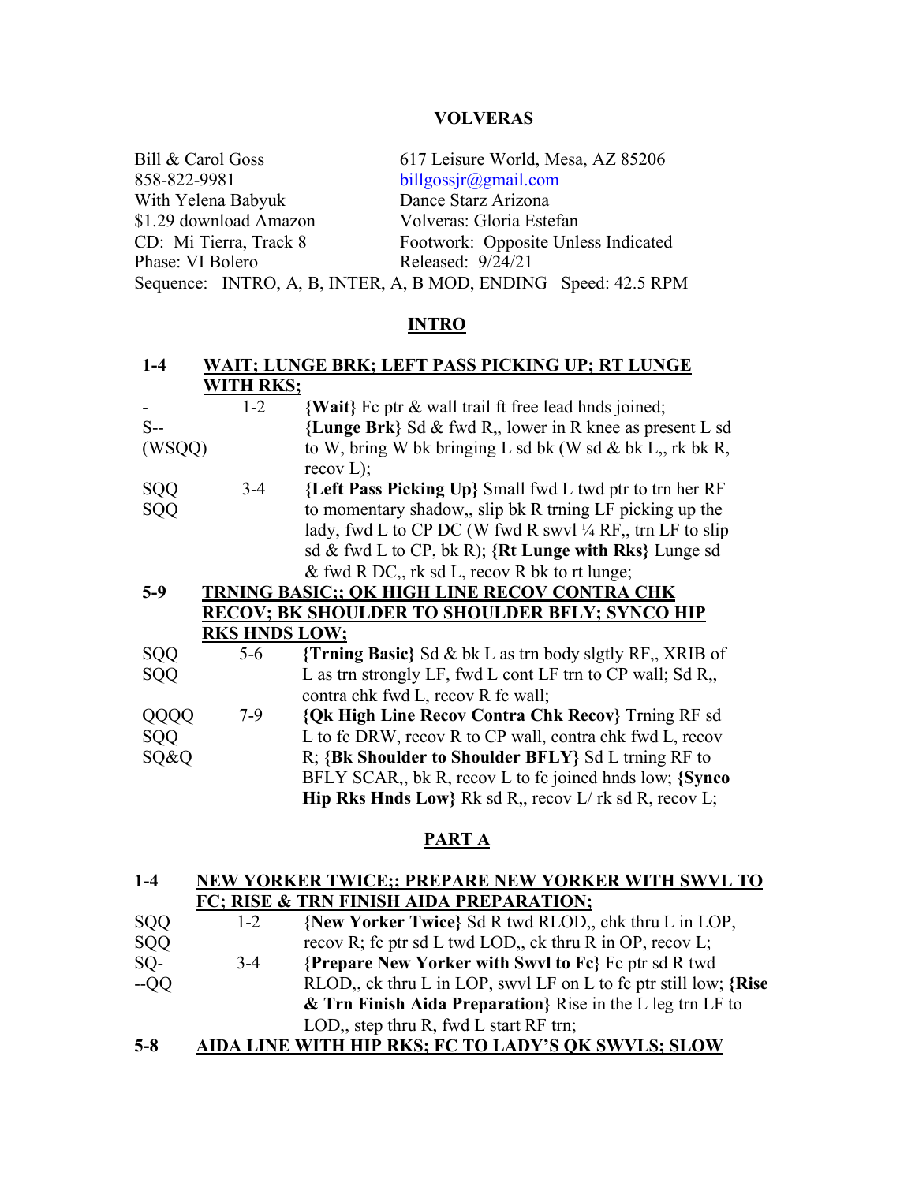# VOLVERAS

| | |
|---|---|
| Bill & Carol Goss | 617 Leisure World, Mesa, AZ 85206 |
| 858-822-9981 | billgossjr@gmail.com |
| With Yelena Babyuk | Dance Starz Arizona |
| $1.29 download Amazon | Volveras: Gloria Estefan |
| CD: Mi Tierra, Track 8 | Footwork: Opposite Unless Indicated |
| Phase: VI Bolero | Released: 9/24/21 |

Sequence: INTRO, A, B, INTER, A, B MOD, ENDING Speed: 42.5 RPM

## INTRO

**1-4 WAIT; LUNGE BRK; LEFT PASS PICKING UP; RT LUNGE WITH RKS;**

| | | |
|---|---|---|
| - | 1-2 | **{Wait}** Fc ptr & wall trail ft free lead hnds joined; |
| S-- (WSQQ) | | **{Lunge Brk}** Sd & fwd R,, lower in R knee as present L sd to W, bring W bk bringing L sd bk (W sd & bk L,, rk bk R, recov L); |
| SQQ SQQ | 3-4 | **{Left Pass Picking Up}** Small fwd L twd ptr to trn her RF to momentary shadow,, slip bk R trning LF picking up the lady, fwd L to CP DC (W fwd R swvl ¼ RF,, trn LF to slip sd & fwd L to CP, bk R); **{Rt Lunge with Rks}** Lunge sd & fwd R DC,, rk sd L, recov R bk to rt lunge; |

**5-9 TRNING BASIC;; QK HIGH LINE RECOV CONTRA CHK RECOV; BK SHOULDER TO SHOULDER BFLY; SYNCO HIP RKS HNDS LOW;**

| | | |
|---|---|---|
| SQQ SQQ | 5-6 | **{Trning Basic}** Sd & bk L as trn body slgtly RF,, XRIB of L as trn strongly LF, fwd L cont LF trn to CP wall; Sd R,, contra chk fwd L, recov R fc wall; |
| QQQQ SQQ SQ&Q | 7-9 | **{Qk High Line Recov Contra Chk Recov}** Trning RF sd L to fc DRW, recov R to CP wall, contra chk fwd L, recov R; **{Bk Shoulder to Shoulder BFLY}** Sd L trning RF to BFLY SCAR,, bk R, recov L to fc joined hnds low; **{Synco Hip Rks Hnds Low}** Rk sd R,, recov L/ rk sd R, recov L; |

## PART A

**1-4 NEW YORKER TWICE;; PREPARE NEW YORKER WITH SWVL TO FC; RISE & TRN FINISH AIDA PREPARATION;**

| | | |
|---|---|---|
| SQQ SQQ | 1-2 | **{New Yorker Twice}** Sd R twd RLOD,, chk thru L in LOP, recov R; fc ptr sd L twd LOD,, ck thru R in OP, recov L; |
| SQ- --QQ | 3-4 | **{Prepare New Yorker with Swvl to Fc}** Fc ptr sd R twd RLOD,, ck thru L in LOP, swvl LF on L to fc ptr still low; **{Rise & Trn Finish Aida Preparation}** Rise in the L leg trn LF to LOD,, step thru R, fwd L start RF trn; |

**5-8 AIDA LINE WITH HIP RKS; FC TO LADY'S QK SWVLS; SLOW**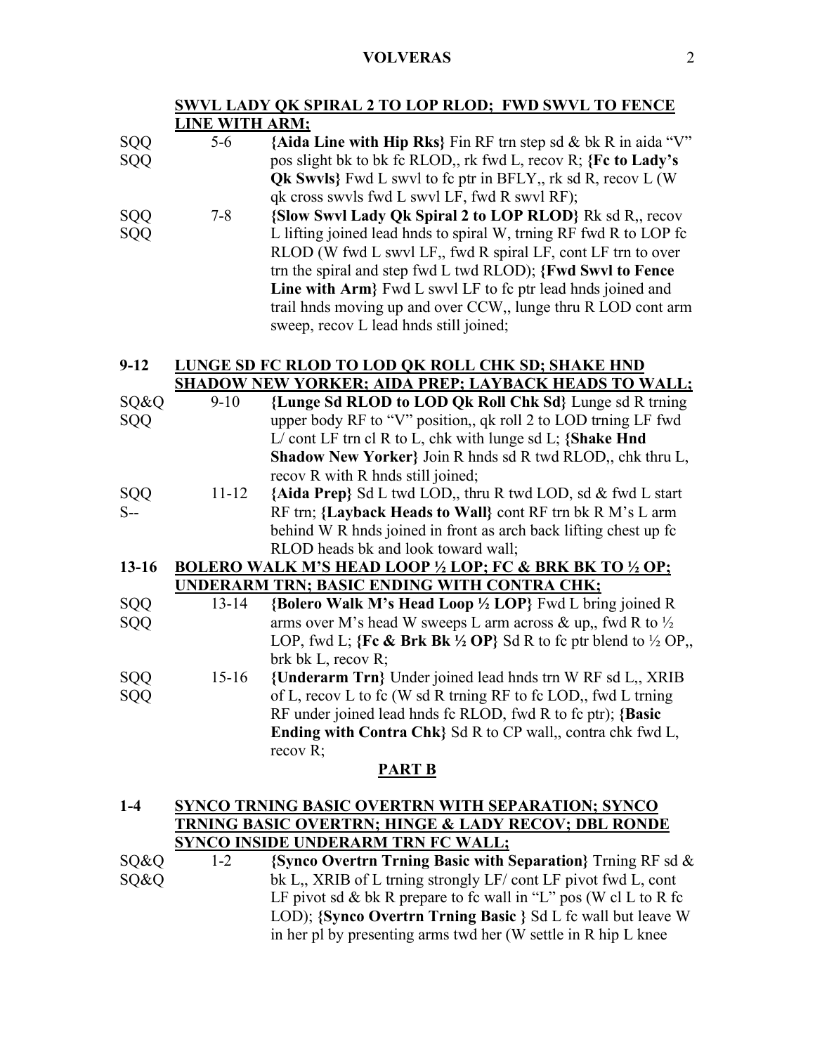**SWVL LADY QK SPIRAL 2 TO LOP RLOD; FWD SWVL TO FENCE LINE WITH ARM;**

| | | |
|---|---|---|
| SQQ SQQ | 5-6 | **{Aida Line with Hip Rks}** Fin RF trn step sd & bk R in aida "V" pos slight bk to bk fc RLOD,, rk fwd L, recov R; **{Fc to Lady's Qk Swvls}** Fwd L swvl to fc ptr in BFLY,, rk sd R, recov L (W qk cross swvls fwd L swvl LF, fwd R swvl RF); |
| SQQ SQQ | 7-8 | **{Slow Swvl Lady Qk Spiral 2 to LOP RLOD}** Rk sd R,, recov L lifting joined lead hnds to spiral W, trning RF fwd R to LOP fc RLOD (W fwd L swvl LF,, fwd R spiral LF, cont LF trn to over trn the spiral and step fwd L twd RLOD); **{Fwd Swvl to Fence Line with Arm}** Fwd L swvl LF to fc ptr lead hnds joined and trail hnds moving up and over CCW,, lunge thru R LOD cont arm sweep, recov L lead hnds still joined; |

**9-12 LUNGE SD FC RLOD TO LOD QK ROLL CHK SD; SHAKE HND SHADOW NEW YORKER; AIDA PREP; LAYBACK HEADS TO WALL;**

| | | |
|---|---|---|
| SQ&Q SQQ | 9-10 | **{Lunge Sd RLOD to LOD Qk Roll Chk Sd}** Lunge sd R trning upper body RF to "V" position,, qk roll 2 to LOD trning LF fwd L/ cont LF trn cl R to L, chk with lunge sd L; **{Shake Hnd Shadow New Yorker}** Join R hnds sd R twd RLOD,, chk thru L, recov R with R hnds still joined; |
| SQQ S-- | 11-12 | **{Aida Prep}** Sd L twd LOD,, thru R twd LOD, sd & fwd L start RF trn; **{Layback Heads to Wall}** cont RF trn bk R M's L arm behind W R hnds joined in front as arch back lifting chest up fc RLOD heads bk and look toward wall; |

**13-16 BOLERO WALK M'S HEAD LOOP ½ LOP; FC & BRK BK TO ½ OP; UNDERARM TRN; BASIC ENDING WITH CONTRA CHK;**

| | | |
|---|---|---|
| SQQ SQQ | 13-14 | **{Bolero Walk M's Head Loop ½ LOP}** Fwd L bring joined R arms over M's head W sweeps L arm across & up,, fwd R to ½ LOP, fwd L; **{Fc & Brk Bk ½ OP}** Sd R to fc ptr blend to ½ OP,, brk bk L, recov R; |
| SQQ SQQ | 15-16 | **{Underarm Trn}** Under joined lead hnds trn W RF sd L,, XRIB of L, recov L to fc (W sd R trning RF to fc LOD,, fwd L trning RF under joined lead hnds fc RLOD, fwd R to fc ptr); **{Basic Ending with Contra Chk}** Sd R to CP wall,, contra chk fwd L, recov R; |

## PART B

**1-4 SYNCO TRNING BASIC OVERTRN WITH SEPARATION; SYNCO TRNING BASIC OVERTRN; HINGE & LADY RECOV; DBL RONDE SYNCO INSIDE UNDERARM TRN FC WALL;**

| | | |
|---|---|---|
| SQ&Q SQ&Q | 1-2 | **{Synco Overtrn Trning Basic with Separation}** Trning RF sd & bk L,, XRIB of L trning strongly LF/ cont LF pivot fwd L, cont LF pivot sd & bk R prepare to fc wall in "L" pos (W cl L to R fc LOD); **{Synco Overtrn Trning Basic }** Sd L fc wall but leave W in her pl by presenting arms twd her (W settle in R hip L knee |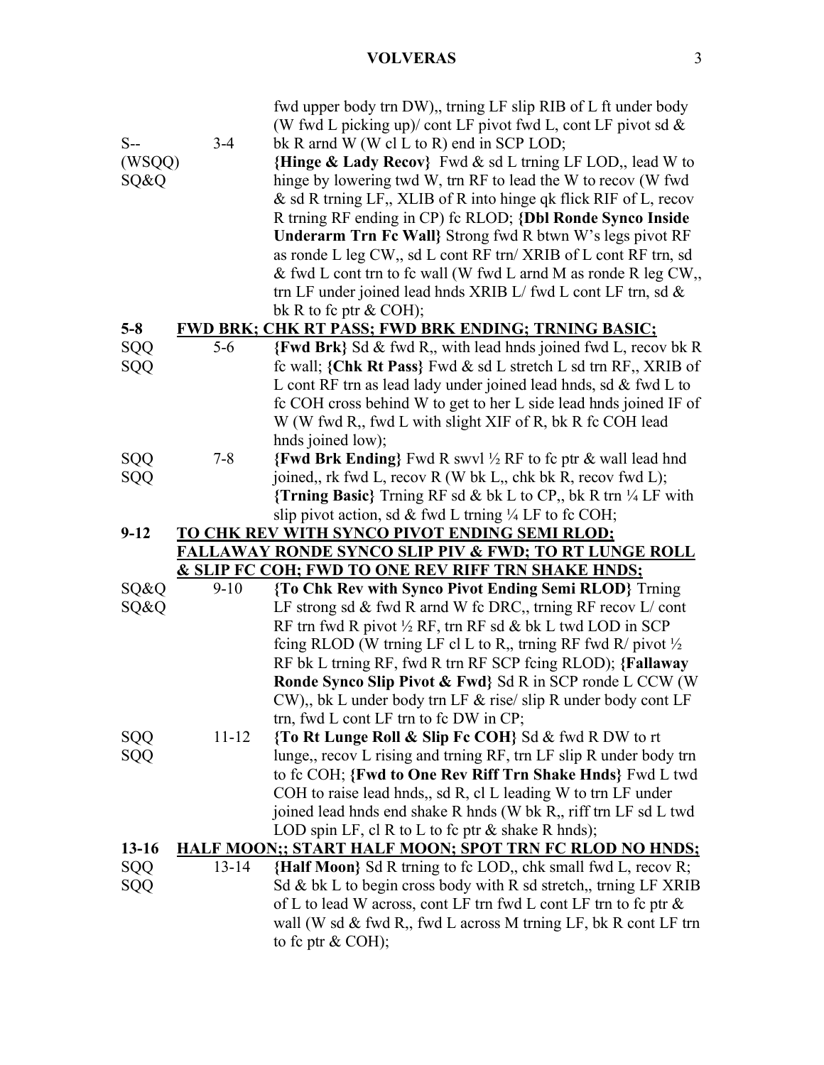| | | |
|---|---|---|
| | | fwd upper body trn DW),, trning LF slip RIB of L ft under body (W fwd L picking up)/ cont LF pivot fwd L, cont LF pivot sd & bk R arnd W (W cl L to R) end in SCP LOD; |
| S-- (WSQQ) SQ&Q | 3-4 | **{Hinge & Lady Recov}** Fwd & sd L trning LF LOD,, lead W to hinge by lowering twd W, trn RF to lead the W to recov (W fwd & sd R trning LF,, XLIB of R into hinge qk flick RIF of L, recov R trning RF ending in CP) fc RLOD; **{Dbl Ronde Synco Inside Underarm Trn Fc Wall}** Strong fwd R btwn W's legs pivot RF as ronde L leg CW,, sd L cont RF trn/ XRIB of L cont RF trn, sd & fwd L cont trn to fc wall (W fwd L arnd M as ronde R leg CW,, trn LF under joined lead hnds XRIB L/ fwd L cont LF trn, sd & bk R to fc ptr & COH); |

**5-8 FWD BRK; CHK RT PASS; FWD BRK ENDING; TRNING BASIC;**

| | | |
|---|---|---|
| SQQ SQQ | 5-6 | **{Fwd Brk}** Sd & fwd R,, with lead hnds joined fwd L, recov bk R fc wall; **{Chk Rt Pass}** Fwd & sd L stretch L sd trn RF,, XRIB of L cont RF trn as lead lady under joined lead hnds, sd & fwd L to fc COH cross behind W to get to her L side lead hnds joined IF of W (W fwd R,, fwd L with slight XIF of R, bk R fc COH lead hnds joined low); |
| SQQ SQQ | 7-8 | **{Fwd Brk Ending}** Fwd R swvl ½ RF to fc ptr & wall lead hnd joined,, rk fwd L, recov R (W bk L,, chk bk R, recov fwd L); **{Trning Basic}** Trning RF sd & bk L to CP,, bk R trn ¼ LF with slip pivot action, sd & fwd L trning ¼ LF to fc COH; |

**9-12 TO CHK REV WITH SYNCO PIVOT ENDING SEMI RLOD; FALLAWAY RONDE SYNCO SLIP PIV & FWD; TO RT LUNGE ROLL & SLIP FC COH; FWD TO ONE REV RIFF TRN SHAKE HNDS;**

| | | |
|---|---|---|
| SQ&Q SQ&Q | 9-10 | **{To Chk Rev with Synco Pivot Ending Semi RLOD}** Trning LF strong sd & fwd R arnd W fc DRC,, trning RF recov L/ cont RF trn fwd R pivot ½ RF, trn RF sd & bk L twd LOD in SCP fcing RLOD (W trning LF cl L to R,, trning RF fwd R/ pivot ½ RF bk L trning RF, fwd R trn RF SCP fcing RLOD); **{Fallaway Ronde Synco Slip Pivot & Fwd}** Sd R in SCP ronde L CCW (W CW),, bk L under body trn LF & rise/ slip R under body cont LF trn, fwd L cont LF trn to fc DW in CP; |
| SQQ SQQ | 11-12 | **{To Rt Lunge Roll & Slip Fc COH}** Sd & fwd R DW to rt lunge,, recov L rising and trning RF, trn LF slip R under body trn to fc COH; **{Fwd to One Rev Riff Trn Shake Hnds}** Fwd L twd COH to raise lead hnds,, sd R, cl L leading W to trn LF under joined lead hnds end shake R hnds (W bk R,, riff trn LF sd L twd LOD spin LF, cl R to L to fc ptr & shake R hnds); |

**13-16 HALF MOON;; START HALF MOON; SPOT TRN FC RLOD NO HNDS;**

| | | |
|---|---|---|
| SQQ SQQ | 13-14 | **{Half Moon}** Sd R trning to fc LOD,, chk small fwd L, recov R; Sd & bk L to begin cross body with R sd stretch,, trning LF XRIB of L to lead W across, cont LF trn fwd L cont LF trn to fc ptr & wall (W sd & fwd R,, fwd L across M trning LF, bk R cont LF trn to fc ptr & COH); |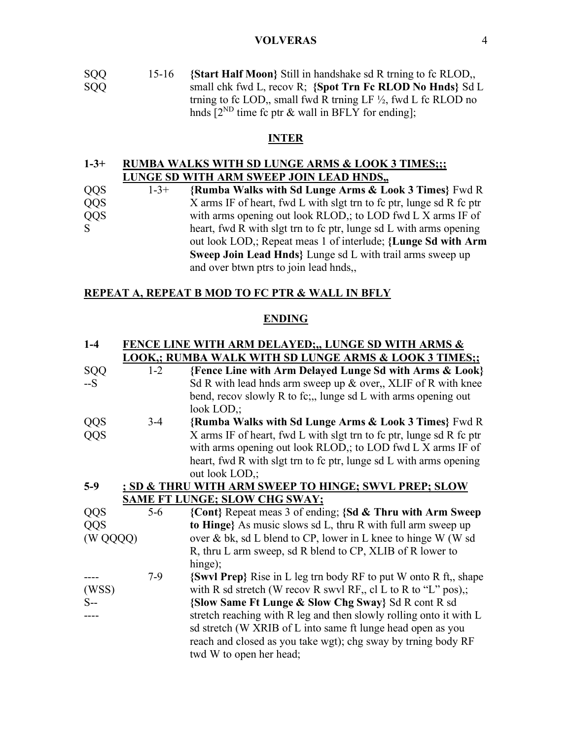| | | |
|---|---|---|
| SQQ<br>SQQ | 15-16 | **{Start Half Moon}** Still in handshake sd R trning to fc RLOD,, small chk fwd L, recov R; **{Spot Trn Fc RLOD No Hnds}** Sd L trning to fc LOD,, small fwd R trning LF ½, fwd L fc RLOD no hnds [2ND time fc ptr & wall in BFLY for ending]; |

## INTER

**1-3+ RUMBA WALKS WITH SD LUNGE ARMS & LOOK 3 TIMES;;; LUNGE SD WITH ARM SWEEP JOIN LEAD HNDS,,**

| | | |
|---|---|---|
| QQS<br>QQS<br>QQS<br>S | 1-3+ | **{Rumba Walks with Sd Lunge Arms & Look 3 Times}** Fwd R X arms IF of heart, fwd L with slgt trn to fc ptr, lunge sd R fc ptr with arms opening out look RLOD,; to LOD fwd L X arms IF of heart, fwd R with slgt trn to fc ptr, lunge sd L with arms opening out look LOD,; Repeat meas 1 of interlude; **{Lunge Sd with Arm Sweep Join Lead Hnds}** Lunge sd L with trail arms sweep up and over btwn ptrs to join lead hnds,, |

**REPEAT A, REPEAT B MOD TO FC PTR & WALL IN BFLY**

## ENDING

**1-4 FENCE LINE WITH ARM DELAYED;,, LUNGE SD WITH ARMS & LOOK,; RUMBA WALK WITH SD LUNGE ARMS & LOOK 3 TIMES;;**

| | | |
|---|---|---|
| SQQ<br>--S | 1-2 | **{Fence Line with Arm Delayed Lunge Sd with Arms & Look}** Sd R with lead hnds arm sweep up & over,, XLIF of R with knee bend, recov slowly R to fc;,, lunge sd L with arms opening out look LOD,; |
| QQS<br>QQS | 3-4 | **{Rumba Walks with Sd Lunge Arms & Look 3 Times}** Fwd R X arms IF of heart, fwd L with slgt trn to fc ptr, lunge sd R fc ptr with arms opening out look RLOD,; to LOD fwd L X arms IF of heart, fwd R with slgt trn to fc ptr, lunge sd L with arms opening out look LOD,; |

**5-9 ; SD & THRU WITH ARM SWEEP TO HINGE; SWVL PREP; SLOW SAME FT LUNGE; SLOW CHG SWAY;**

| | | |
|---|---|---|
| QQS<br>QQS<br>(W QQQQ) | 5-6 | **{Cont}** Repeat meas 3 of ending; **{Sd & Thru with Arm Sweep to Hinge}** As music slows sd L, thru R with full arm sweep up over & bk, sd L blend to CP, lower in L knee to hinge W (W sd R, thru L arm sweep, sd R blend to CP, XLIB of R lower to hinge); |
| ----<br>(WSS)<br>S--<br>---- | 7-9 | **{Swvl Prep}** Rise in L leg trn body RF to put W onto R ft,, shape with R sd stretch (W recov R swvl RF,, cl L to R to "L" pos),; **{Slow Same Ft Lunge & Slow Chg Sway}** Sd R cont R sd stretch reaching with R leg and then slowly rolling onto it with L sd stretch (W XRIB of L into same ft lunge head open as you reach and closed as you take wgt); chg sway by trning body RF twd W to open her head; |